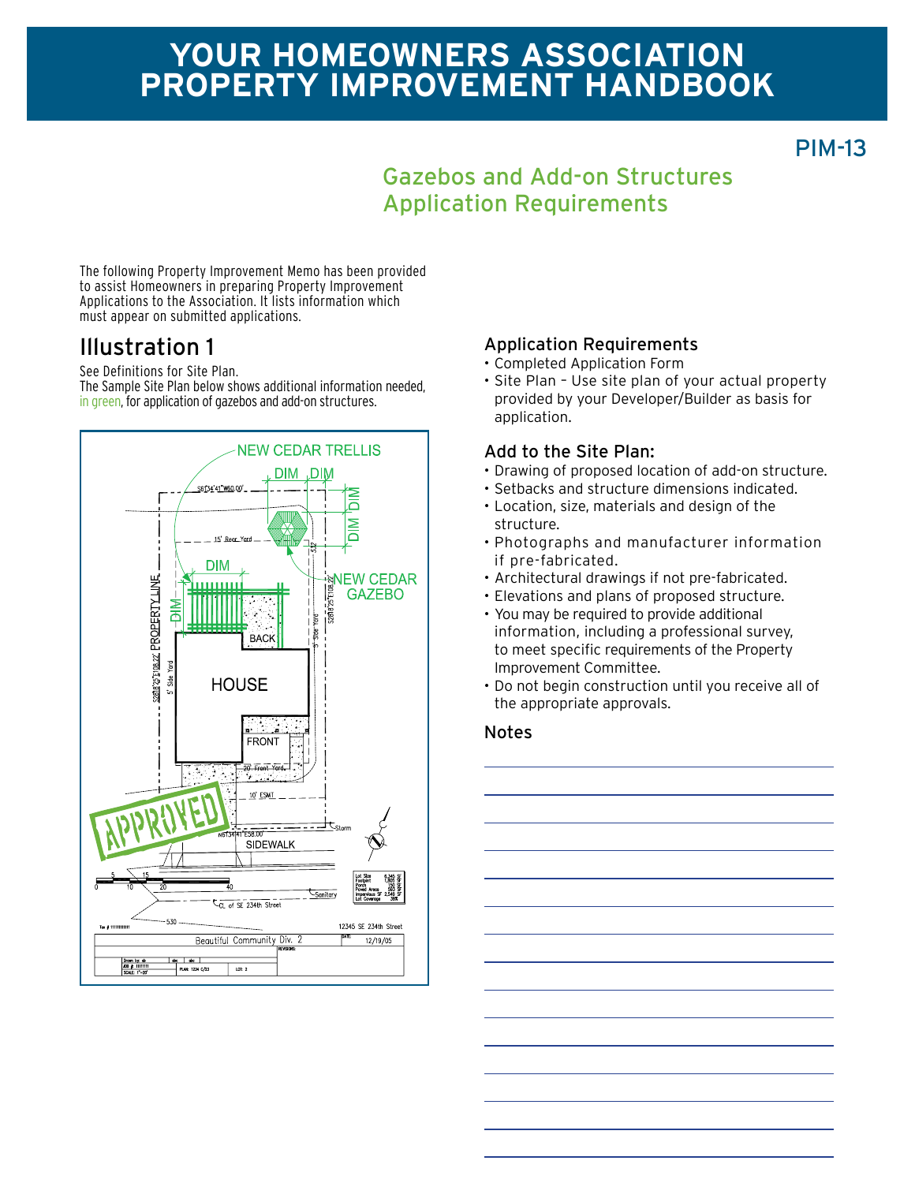# YOUR HOMEOWNERS ASSOCIATION PROPERTY IMPROVEMENT HANDBOOK

PIM-13

## Gazebos and Add-on Structures Application Requirements

The following Property Improvement Memo has been provided to assist Homeowners in preparing Property Improvement Applications to the Association. It lists information which must appear on submitted applications.

## Illustration 1

See Definitions for Site Plan.
The Sample Site Plan below shows additional information needed, in green, for application of gazebos and add-on structures.

### Application Requirements

- Completed Application Form
- Site Plan – Use site plan of your actual property provided by your Developer/Builder as basis for application.

### Add to the Site Plan:

- Drawing of proposed location of add-on structure.
- Setbacks and structure dimensions indicated.
- Location, size, materials and design of the structure.
- Photographs and manufacturer information if pre-fabricated.
- Architectural drawings if not pre-fabricated.
- Elevations and plans of proposed structure.
- You may be required to provide additional information, including a professional survey, to meet specific requirements of the Property Improvement Committee.
- Do not begin construction until you receive all of the appropriate approvals.

### Notes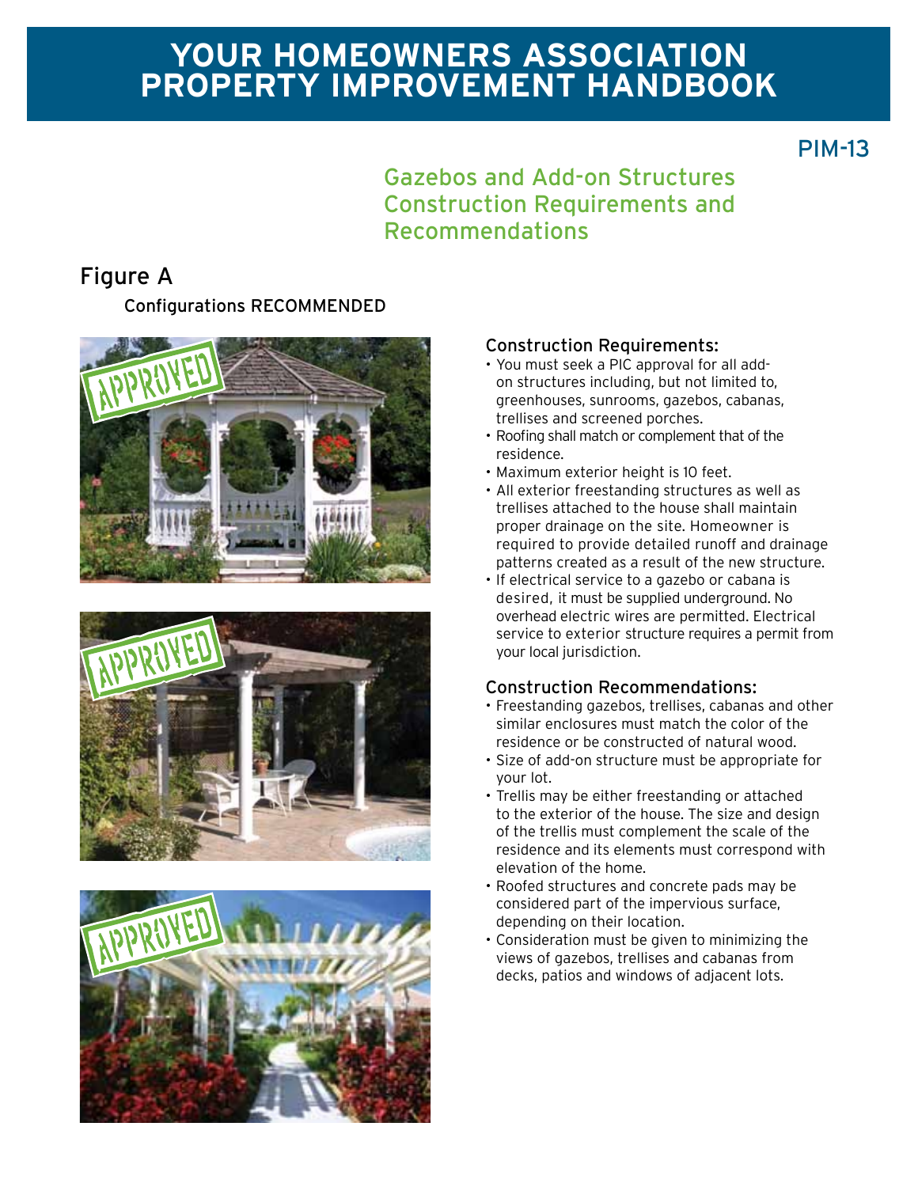# YOUR HOMEOWNERS ASSOCIATION PROPERTY IMPROVEMENT HANDBOOK

PIM-13

## Gazebos and Add-on Structures Construction Requirements and Recommendations

## Figure A

### Configurations RECOMMENDED

### Construction Requirements:

- You must seek a PIC approval for all add-on structures including, but not limited to, greenhouses, sunrooms, gazebos, cabanas, trellises and screened porches.
- Roofing shall match or complement that of the residence.
- Maximum exterior height is 10 feet.
- All exterior freestanding structures as well as trellises attached to the house shall maintain proper drainage on the site. Homeowner is required to provide detailed runoff and drainage patterns created as a result of the new structure.
- If electrical service to a gazebo or cabana is desired, it must be supplied underground. No overhead electric wires are permitted. Electrical service to exterior structure requires a permit from your local jurisdiction.

### Construction Recommendations:

- Freestanding gazebos, trellises, cabanas and other similar enclosures must match the color of the residence or be constructed of natural wood.
- Size of add-on structure must be appropriate for your lot.
- Trellis may be either freestanding or attached to the exterior of the house. The size and design of the trellis must complement the scale of the residence and its elements must correspond with elevation of the home.
- Roofed structures and concrete pads may be considered part of the impervious surface, depending on their location.
- Consideration must be given to minimizing the views of gazebos, trellises and cabanas from decks, patios and windows of adjacent lots.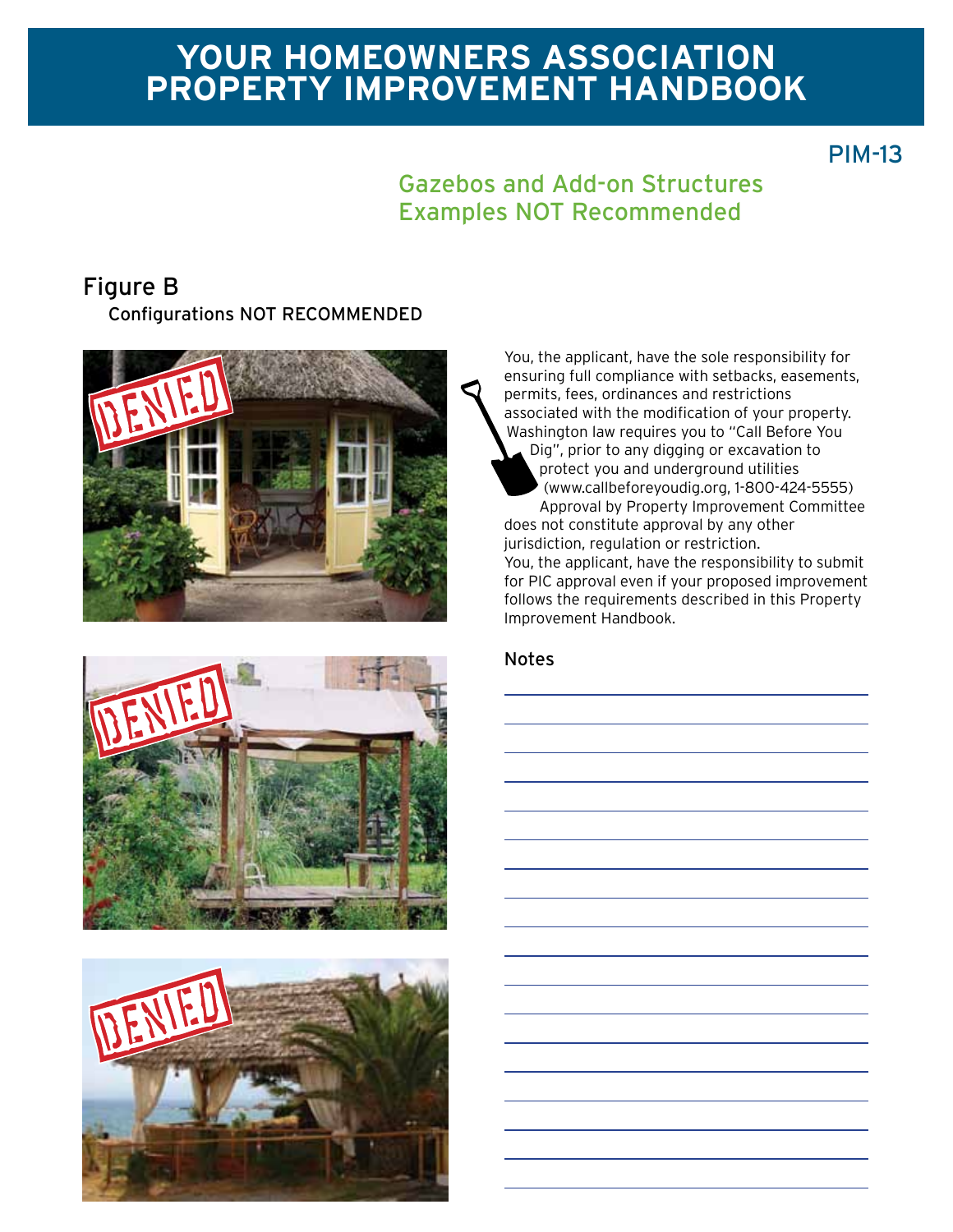# YOUR HOMEOWNERS ASSOCIATION PROPERTY IMPROVEMENT HANDBOOK

PIM-13

## Gazebos and Add-on Structures Examples NOT Recommended

### Figure B

Configurations NOT RECOMMENDED

You, the applicant, have the sole responsibility for ensuring full compliance with setbacks, easements, permits, fees, ordinances and restrictions associated with the modification of your property. Washington law requires you to "Call Before You Dig", prior to any digging or excavation to protect you and underground utilities (www.callbeforeyoudig.org, 1-800-424-5555) Approval by Property Improvement Committee does not constitute approval by any other jurisdiction, regulation or restriction.

You, the applicant, have the responsibility to submit for PIC approval even if your proposed improvement follows the requirements described in this Property Improvement Handbook.

**Notes**